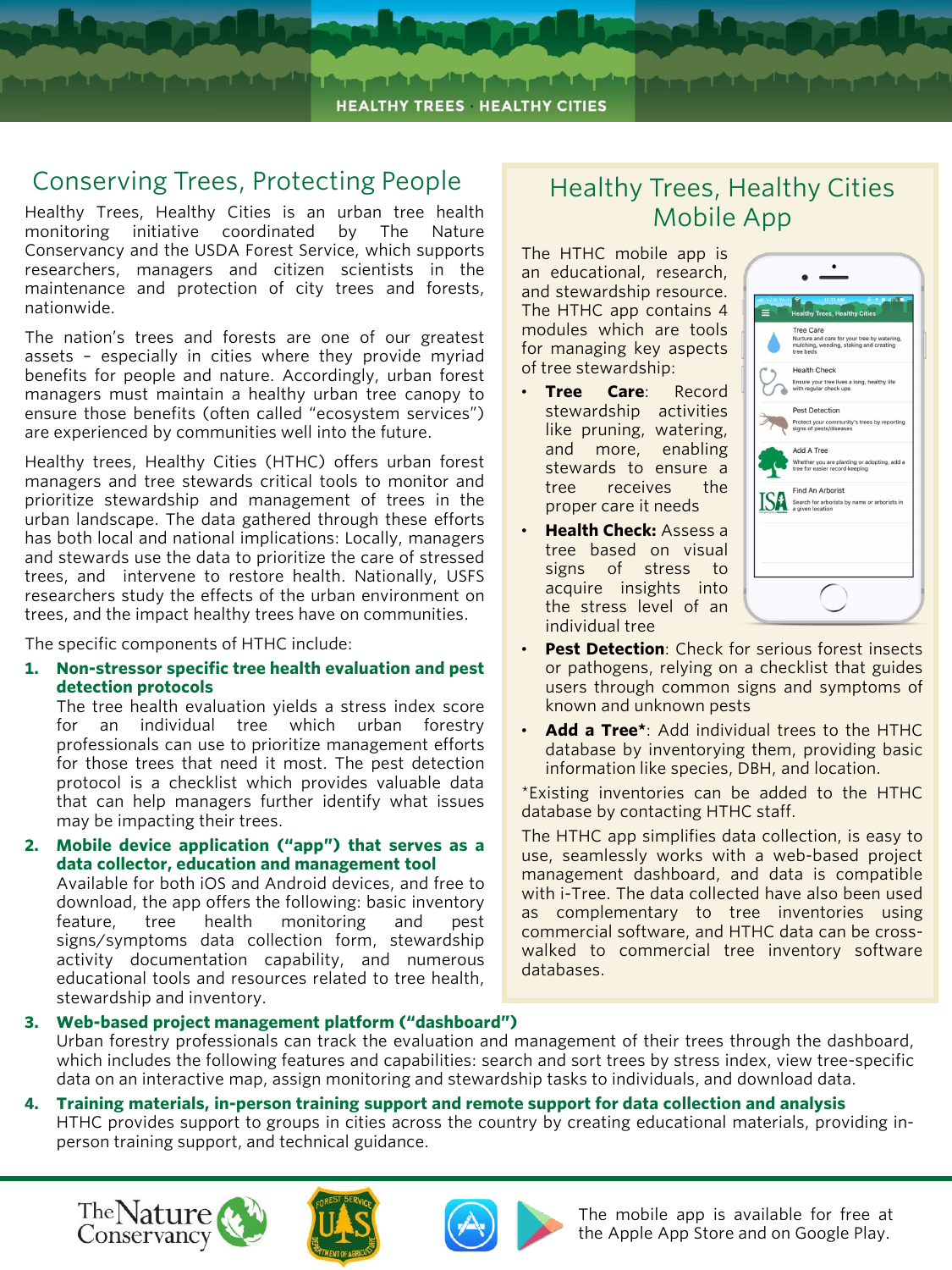HEALTHY TREES · HEALTHY CITIES

## Conserving Trees, Protecting People

Healthy Trees, Healthy Cities is an urban tree health monitoring initiative coordinated by The Nature Conservancy and the USDA Forest Service, which supports researchers, managers and citizen scientists in the maintenance and protection of city trees and forests, nationwide.

The nation's trees and forests are one of our greatest assets – especially in cities where they provide myriad benefits for people and nature. Accordingly, urban forest managers must maintain a healthy urban tree canopy to ensure those benefits (often called "ecosystem services") are experienced by communities well into the future.

Healthy trees, Healthy Cities (HTHC) offers urban forest managers and tree stewards critical tools to monitor and prioritize stewardship and management of trees in the urban landscape. The data gathered through these efforts has both local and national implications: Locally, managers and stewards use the data to prioritize the care of stressed trees, and intervene to restore health. Nationally, USFS researchers study the effects of the urban environment on trees, and the impact healthy trees have on communities.

The specific components of HTHC include:

1. **Non-stressor specific tree health evaluation and pest detection protocols**
   The tree health evaluation yields a stress index score for an individual tree which urban forestry professionals can use to prioritize management efforts for those trees that need it most. The pest detection protocol is a checklist which provides valuable data that can help managers further identify what issues may be impacting their trees.
2. **Mobile device application ("app") that serves as a data collector, education and management tool**
   Available for both iOS and Android devices, and free to download, the app offers the following: basic inventory feature, tree health monitoring and pest signs/symptoms data collection form, stewardship activity documentation capability, and numerous educational tools and resources related to tree health, stewardship and inventory.
3. **Web-based project management platform ("dashboard")**
   Urban forestry professionals can track the evaluation and management of their trees through the dashboard, which includes the following features and capabilities: search and sort trees by stress index, view tree-specific data on an interactive map, assign monitoring and stewardship tasks to individuals, and download data.
4. **Training materials, in-person training support and remote support for data collection and analysis**
   HTHC provides support to groups in cities across the country by creating educational materials, providing in-person training support, and technical guidance.

## Healthy Trees, Healthy Cities Mobile App

The HTHC mobile app is an educational, research, and stewardship resource. The HTHC app contains 4 modules which are tools for managing key aspects of tree stewardship:

- **Tree Care**: Record stewardship activities like pruning, watering, and more, enabling stewards to ensure a tree receives the proper care it needs
- **Health Check:** Assess a tree based on visual signs of stress to acquire insights into the stress level of an individual tree
- **Pest Detection**: Check for serious forest insects or pathogens, relying on a checklist that guides users through common signs and symptoms of known and unknown pests
- **Add a Tree***: Add individual trees to the HTHC database by inventorying them, providing basic information like species, DBH, and location.

*Existing inventories can be added to the HTHC database by contacting HTHC staff.

The HTHC app simplifies data collection, is easy to use, seamlessly works with a web-based project management dashboard, and data is compatible with i-Tree. The data collected have also been used as complementary to tree inventories using commercial software, and HTHC data can be cross-walked to commercial tree inventory software databases.

The mobile app is available for free at the Apple App Store and on Google Play.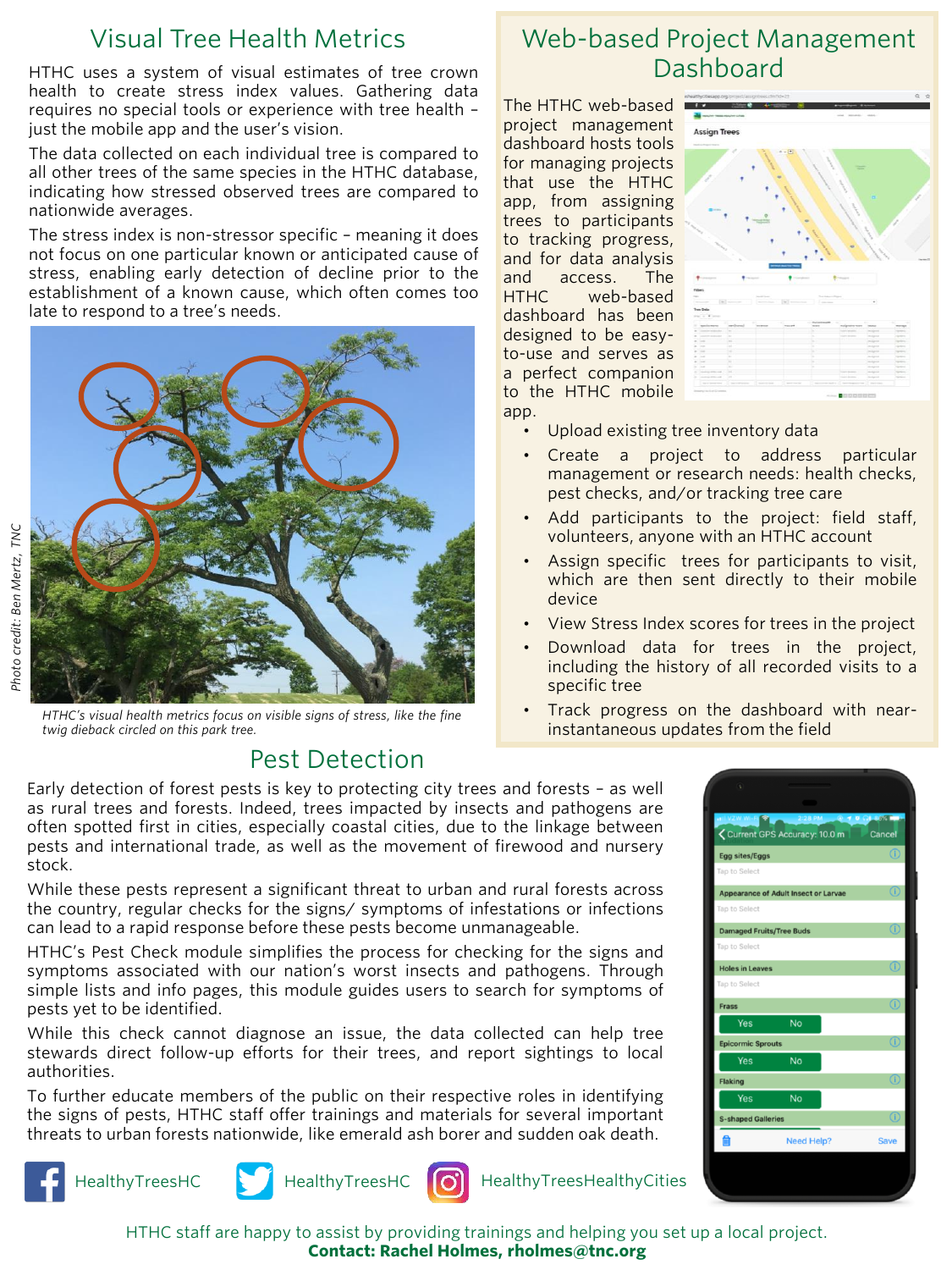## Visual Tree Health Metrics

HTHC uses a system of visual estimates of tree crown health to create stress index values. Gathering data requires no special tools or experience with tree health – just the mobile app and the user's vision.

The data collected on each individual tree is compared to all other trees of the same species in the HTHC database, indicating how stressed observed trees are compared to nationwide averages.

The stress index is non-stressor specific – meaning it does not focus on one particular known or anticipated cause of stress, enabling early detection of decline prior to the establishment of a known cause, which often comes too late to respond to a tree's needs.

Photo credit: Ben Mertz, TNC

*HTHC's visual health metrics focus on visible signs of stress, like the fine twig dieback circled on this park tree.*

## Web-based Project Management Dashboard

The HTHC web-based project management dashboard hosts tools for managing projects that use the HTHC app, from assigning trees to participants to tracking progress, and for data analysis and access. The HTHC web-based dashboard has been designed to be easy-to-use and serves as a perfect companion to the HTHC mobile app.

- Upload existing tree inventory data
- Create a project to address particular management or research needs: health checks, pest checks, and/or tracking tree care
- Add participants to the project: field staff, volunteers, anyone with an HTHC account
- Assign specific trees for participants to visit, which are then sent directly to their mobile device
- View Stress Index scores for trees in the project
- Download data for trees in the project, including the history of all recorded visits to a specific tree
- Track progress on the dashboard with near-instantaneous updates from the field

## Pest Detection

Early detection of forest pests is key to protecting city trees and forests – as well as rural trees and forests. Indeed, trees impacted by insects and pathogens are often spotted first in cities, especially coastal cities, due to the linkage between pests and international trade, as well as the movement of firewood and nursery stock.

While these pests represent a significant threat to urban and rural forests across the country, regular checks for the signs/ symptoms of infestations or infections can lead to a rapid response before these pests become unmanageable.

HTHC's Pest Check module simplifies the process for checking for the signs and symptoms associated with our nation's worst insects and pathogens. Through simple lists and info pages, this module guides users to search for symptoms of pests yet to be identified.

While this check cannot diagnose an issue, the data collected can help tree stewards direct follow-up efforts for their trees, and report sightings to local authorities.

To further educate members of the public on their respective roles in identifying the signs of pests, HTHC staff offer trainings and materials for several important threats to urban forests nationwide, like emerald ash borer and sudden oak death.

HealthyTreesHC HealthyTreesHC HealthyTreesHealthyCities

HTHC staff are happy to assist by providing trainings and helping you set up a local project.
**Contact: Rachel Holmes, rholmes@tnc.org**